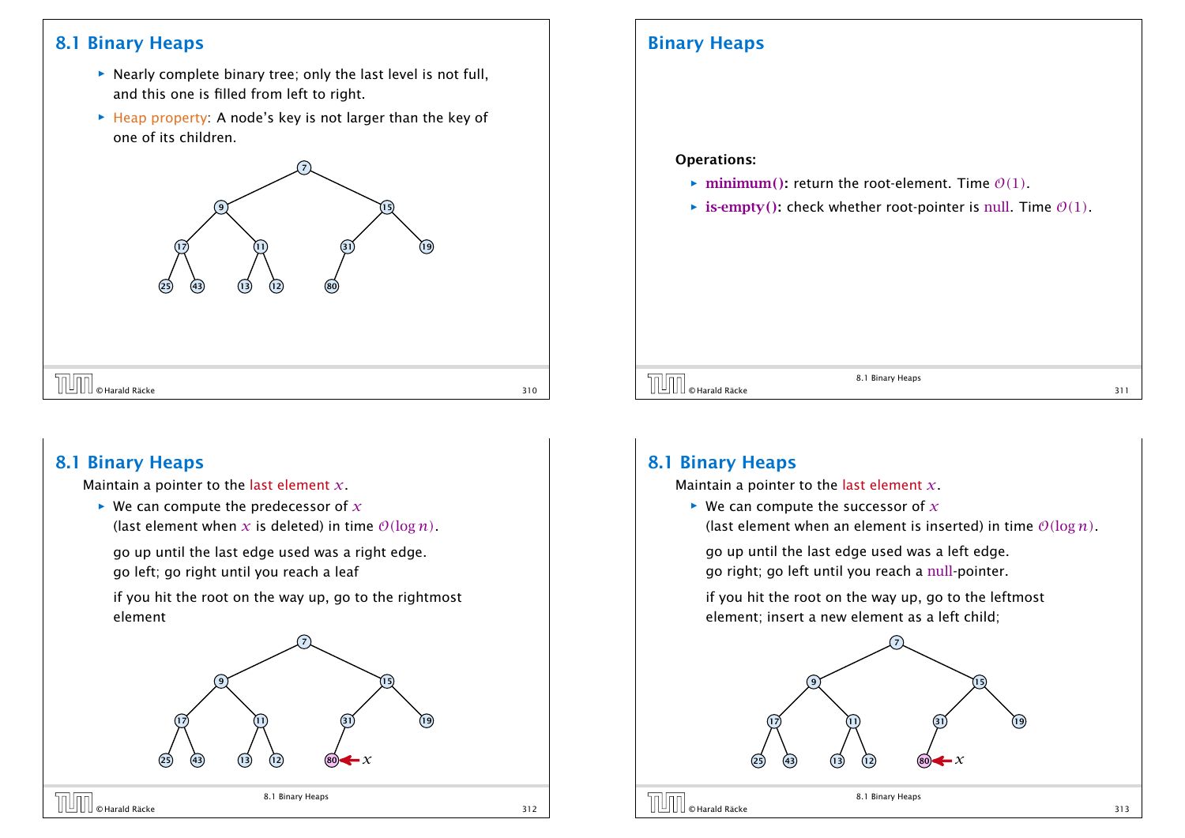## 8.1 Binary Heaps

- Nearly complete binary tree; only the last level is not full, and this one is filled from left to right.
- Heap property: A node's key is not larger than the key of one of its children.

## Binary Heaps

**Operations:**

- **minimum():** return the root-element. Time $\mathcal{O}(1)$.
- **is-empty():** check whether root-pointer is null. Time $\mathcal{O}(1)$.

## 8.1 Binary Heaps

Maintain a pointer to the last element $x$.

- We can compute the predecessor of $x$ (last element when $x$ is deleted) in time $\mathcal{O}(\log n)$.

  go up until the last edge used was a right edge.
  go left; go right until you reach a leaf

  if you hit the root on the way up, go to the rightmost element

## 8.1 Binary Heaps

Maintain a pointer to the last element $x$.

- We can compute the successor of $x$ (last element when an element is inserted) in time $\mathcal{O}(\log n)$.

  go up until the last edge used was a left edge.
  go right; go left until you reach a null-pointer.

  if you hit the root on the way up, go to the leftmost element; insert a new element as a left child;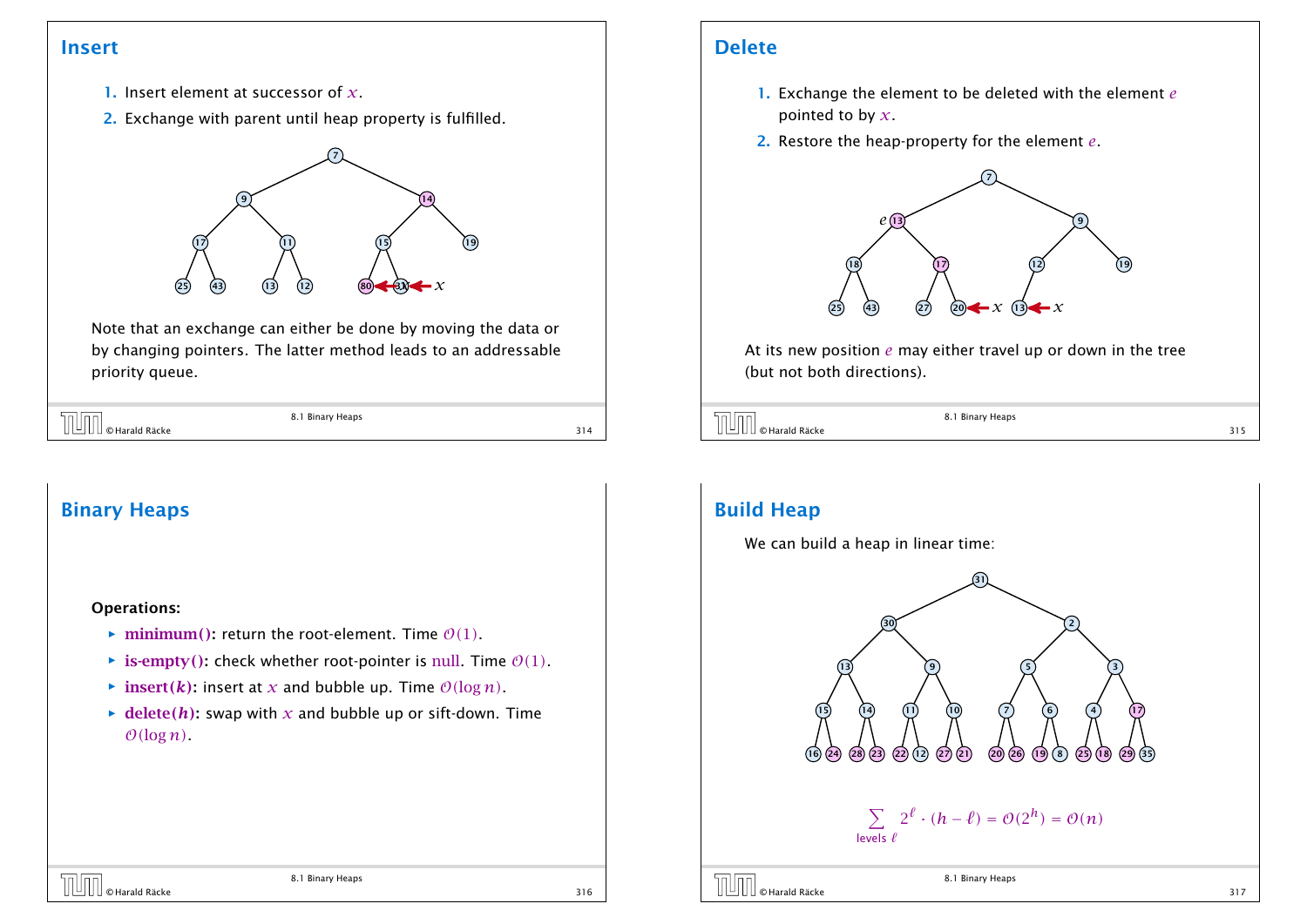## Insert

1. Insert element at successor of $x$.
2. Exchange with parent until heap property is fulfilled.

Note that an exchange can either be done by moving the data or by changing pointers. The latter method leads to an addressable priority queue.

## Delete

1. Exchange the element to be deleted with the element $e$ pointed to by $x$.
2. Restore the heap-property for the element $e$.

At its new position $e$ may either travel up or down in the tree (but not both directions).

## Binary Heaps

**Operations:**

- **minimum():** return the root-element. Time $\mathcal{O}(1)$.
- **is-empty():** check whether root-pointer is null. Time $\mathcal{O}(1)$.
- **insert($k$):** insert at $x$ and bubble up. Time $\mathcal{O}(\log n)$.
- **delete($h$):** swap with $x$ and bubble up or sift-down. Time $\mathcal{O}(\log n)$.

## Build Heap

We can build a heap in linear time:

$$\sum_{\text{levels } \ell} 2^\ell \cdot (h - \ell) = \mathcal{O}(2^h) = \mathcal{O}(n)$$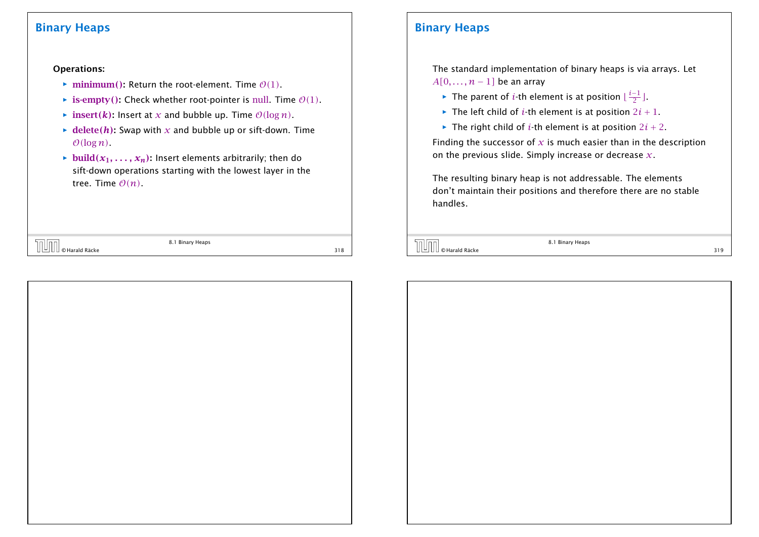## Binary Heaps

**Operations:**

- **minimum():** Return the root-element. Time $\mathcal{O}(1)$.
- **is-empty():** Check whether root-pointer is null. Time $\mathcal{O}(1)$.
- **insert($k$):** Insert at $x$ and bubble up. Time $\mathcal{O}(\log n)$.
- **delete($h$):** Swap with $x$ and bubble up or sift-down. Time $\mathcal{O}(\log n)$.
- **build($x_1, \dots, x_n$):** Insert elements arbitrarily; then do sift-down operations starting with the lowest layer in the tree. Time $\mathcal{O}(n)$.

## Binary Heaps

The standard implementation of binary heaps is via arrays. Let $A[0, \dots, n-1]$ be an array

- The parent of $i$-th element is at position $\lfloor \frac{i-1}{2} \rfloor$.
- The left child of $i$-th element is at position $2i + 1$.
- The right child of $i$-th element is at position $2i + 2$.

Finding the successor of $x$ is much easier than in the description on the previous slide. Simply increase or decrease $x$.

The resulting binary heap is not addressable. The elements don't maintain their positions and therefore there are no stable handles.